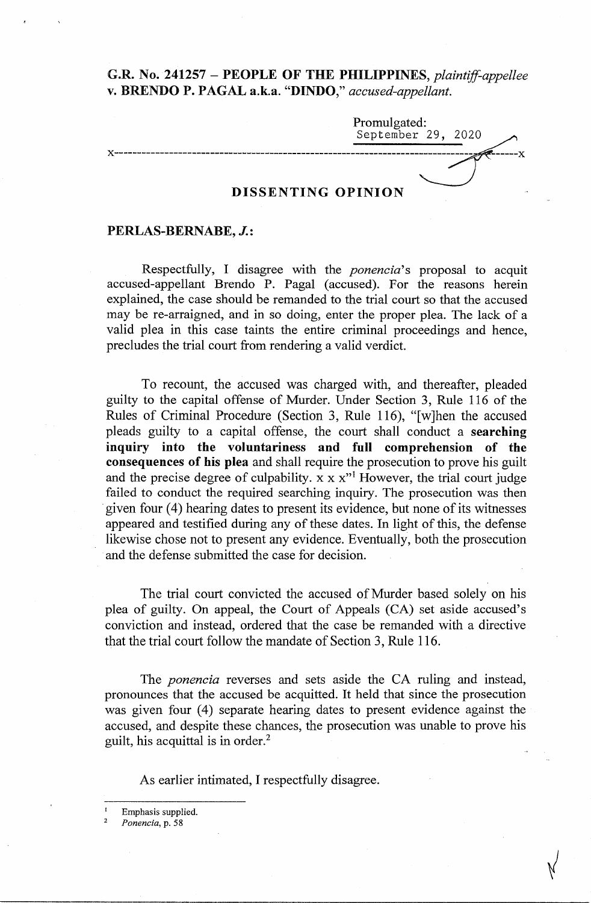**G.R. No. 241257 – PEOPLE OF THE PHILIPPINES,** *plaintiff-appellee* **v. BRENDO P. PAGAL a.k.a. "DINDO,"** *accused-appellant.*

Promulgated:
September 29, 2020

x-----------------------------------------------------------------------------------------x

## DISSENTING OPINION

**PERLAS-BERNABE, *J.*:**

Respectfully, I disagree with the *ponencia*'s proposal to acquit accused-appellant Brendo P. Pagal (accused). For the reasons herein explained, the case should be remanded to the trial court so that the accused may be re-arraigned, and in so doing, enter the proper plea. The lack of a valid plea in this case taints the entire criminal proceedings and hence, precludes the trial court from rendering a valid verdict.

To recount, the accused was charged with, and thereafter, pleaded guilty to the capital offense of Murder. Under Section 3, Rule 116 of the Rules of Criminal Procedure (Section 3, Rule 116), "[w]hen the accused pleads guilty to a capital offense, the court shall conduct a **searching inquiry into the voluntariness and full comprehension of the consequences of his plea** and shall require the prosecution to prove his guilt and the precise degree of culpability. x x x"[1] However, the trial court judge failed to conduct the required searching inquiry. The prosecution was then given four (4) hearing dates to present its evidence, but none of its witnesses appeared and testified during any of these dates. In light of this, the defense likewise chose not to present any evidence. Eventually, both the prosecution and the defense submitted the case for decision.

The trial court convicted the accused of Murder based solely on his plea of guilty. On appeal, the Court of Appeals (CA) set aside accused's conviction and instead, ordered that the case be remanded with a directive that the trial court follow the mandate of Section 3, Rule 116.

The *ponencia* reverses and sets aside the CA ruling and instead, pronounces that the accused be acquitted. It held that since the prosecution was given four (4) separate hearing dates to present evidence against the accused, and despite these chances, the prosecution was unable to prove his guilt, his acquittal is in order.[2]

As earlier intimated, I respectfully disagree.

---

[1] Emphasis supplied.

[2] *Ponencia*, p. 58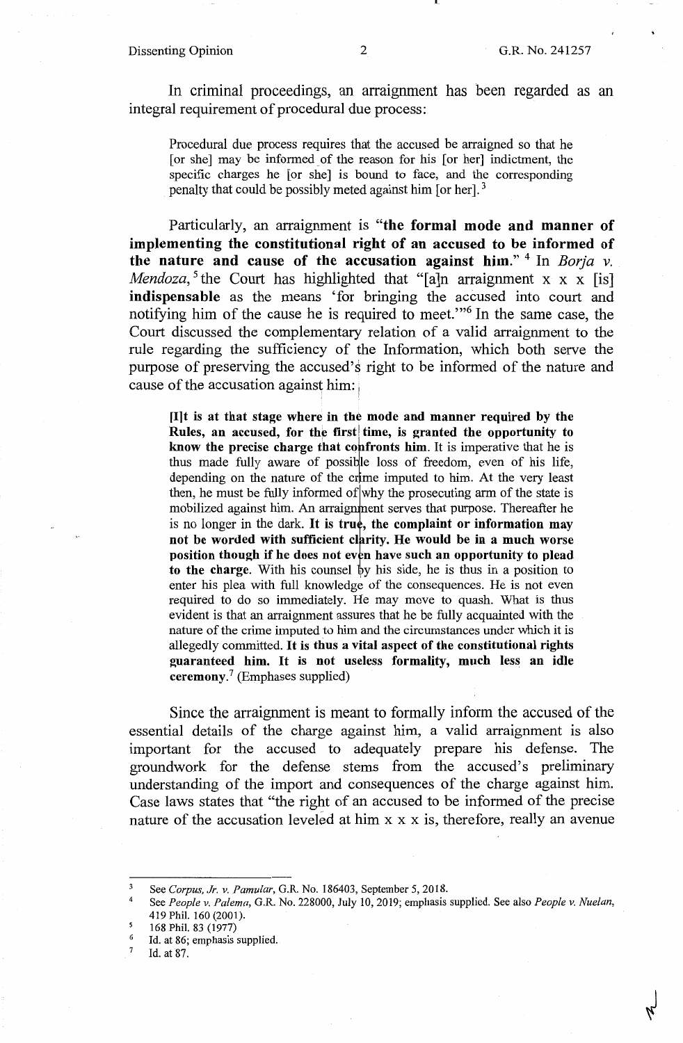In criminal proceedings, an arraignment has been regarded as an integral requirement of procedural due process:

> Procedural due process requires that the accused be arraigned so that he [or she] may be informed of the reason for his [or her] indictment, the specific charges he [or she] is bound to face, and the corresponding penalty that could be possibly meted against him [or her].[3]

Particularly, an arraignment is "**the formal mode and manner of implementing the constitutional right of an accused to be informed of the nature and cause of the accusation against him.**"[4] In *Borja v. Mendoza*,[5] the Court has highlighted that "[a]n arraignment x x x [is] **indispensable** as the means 'for bringing the accused into court and notifying him of the cause he is required to meet.'"[6] In the same case, the Court discussed the complementary relation of a valid arraignment to the rule regarding the sufficiency of the Information, which both serve the purpose of preserving the accused's right to be informed of the nature and cause of the accusation against him:

> **[I]t is at that stage where in the mode and manner required by the Rules, an accused, for the first time, is granted the opportunity to know the precise charge that confronts him.** It is imperative that he is thus made fully aware of possible loss of freedom, even of his life, depending on the nature of the crime imputed to him. At the very least then, he must be fully informed of why the prosecuting arm of the state is mobilized against him. An arraignment serves that purpose. Thereafter he is no longer in the dark. **It is true, the complaint or information may not be worded with sufficient clarity. He would be in a much worse position though if he does not even have such an opportunity to plead to the charge.** With his counsel by his side, he is thus in a position to enter his plea with full knowledge of the consequences. He is not even required to do so immediately. He may move to quash. What is thus evident is that an arraignment assures that he be fully acquainted with the nature of the crime imputed to him and the circumstances under which it is allegedly committed. **It is thus a vital aspect of the constitutional rights guaranteed him. It is not useless formality, much less an idle ceremony.**[7] (Emphases supplied)

Since the arraignment is meant to formally inform the accused of the essential details of the charge against him, a valid arraignment is also important for the accused to adequately prepare his defense. The groundwork for the defense stems from the accused's preliminary understanding of the import and consequences of the charge against him. Case laws states that "the right of an accused to be informed of the precise nature of the accusation leveled at him x x x is, therefore, really an avenue

---

[3] See *Corpus, Jr. v. Pamular*, G.R. No. 186403, September 5, 2018.

[4] See *People v. Palema*, G.R. No. 228000, July 10, 2019; emphasis supplied. See also *People v. Nuelan*, 419 Phil. 160 (2001).

[5] 168 Phil. 83 (1977)

[6] Id. at 86; emphasis supplied.

[7] Id. at 87.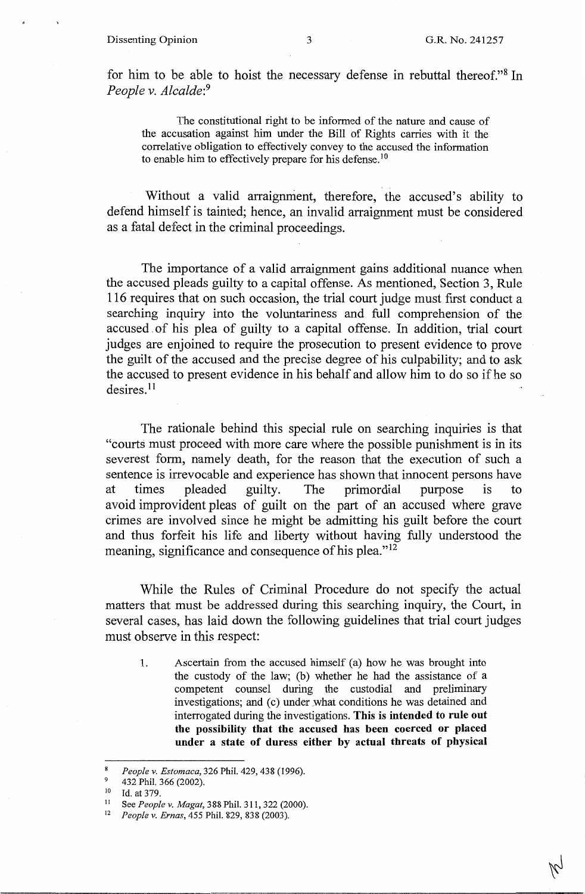for him to be able to hoist the necessary defense in rebuttal thereof."[8] In *People v. Alcalde*:[9]

> The constitutional right to be informed of the nature and cause of the accusation against him under the Bill of Rights carries with it the correlative obligation to effectively convey to the accused the information to enable him to effectively prepare for his defense.[10]

Without a valid arraignment, therefore, the accused's ability to defend himself is tainted; hence, an invalid arraignment must be considered as a fatal defect in the criminal proceedings.

The importance of a valid arraignment gains additional nuance when the accused pleads guilty to a capital offense. As mentioned, Section 3, Rule 116 requires that on such occasion, the trial court judge must first conduct a searching inquiry into the voluntariness and full comprehension of the accused of his plea of guilty to a capital offense. In addition, trial court judges are enjoined to require the prosecution to present evidence to prove the guilt of the accused and the precise degree of his culpability; and to ask the accused to present evidence in his behalf and allow him to do so if he so desires.[11]

The rationale behind this special rule on searching inquiries is that "courts must proceed with more care where the possible punishment is in its severest form, namely death, for the reason that the execution of such a sentence is irrevocable and experience has shown that innocent persons have at times pleaded guilty. The primordial purpose is to avoid improvident pleas of guilt on the part of an accused where grave crimes are involved since he might be admitting his guilt before the court and thus forfeit his life and liberty without having fully understood the meaning, significance and consequence of his plea."[12]

While the Rules of Criminal Procedure do not specify the actual matters that must be addressed during this searching inquiry, the Court, in several cases, has laid down the following guidelines that trial court judges must observe in this respect:

> 1. Ascertain from the accused himself (a) how he was brought into the custody of the law; (b) whether he had the assistance of a competent counsel during the custodial and preliminary investigations; and (c) under what conditions he was detained and interrogated during the investigations. **This is intended to rule out the possibility that the accused has been coerced or placed under a state of duress either by actual threats of physical**

---

[8] *People v. Estomaca*, 326 Phil. 429, 438 (1996).

[9] 432 Phil. 366 (2002).

[10] Id. at 379.

[11] See *People v. Magat*, 388 Phil. 311, 322 (2000).

[12] *People v. Ernas*, 455 Phil. 829, 838 (2003).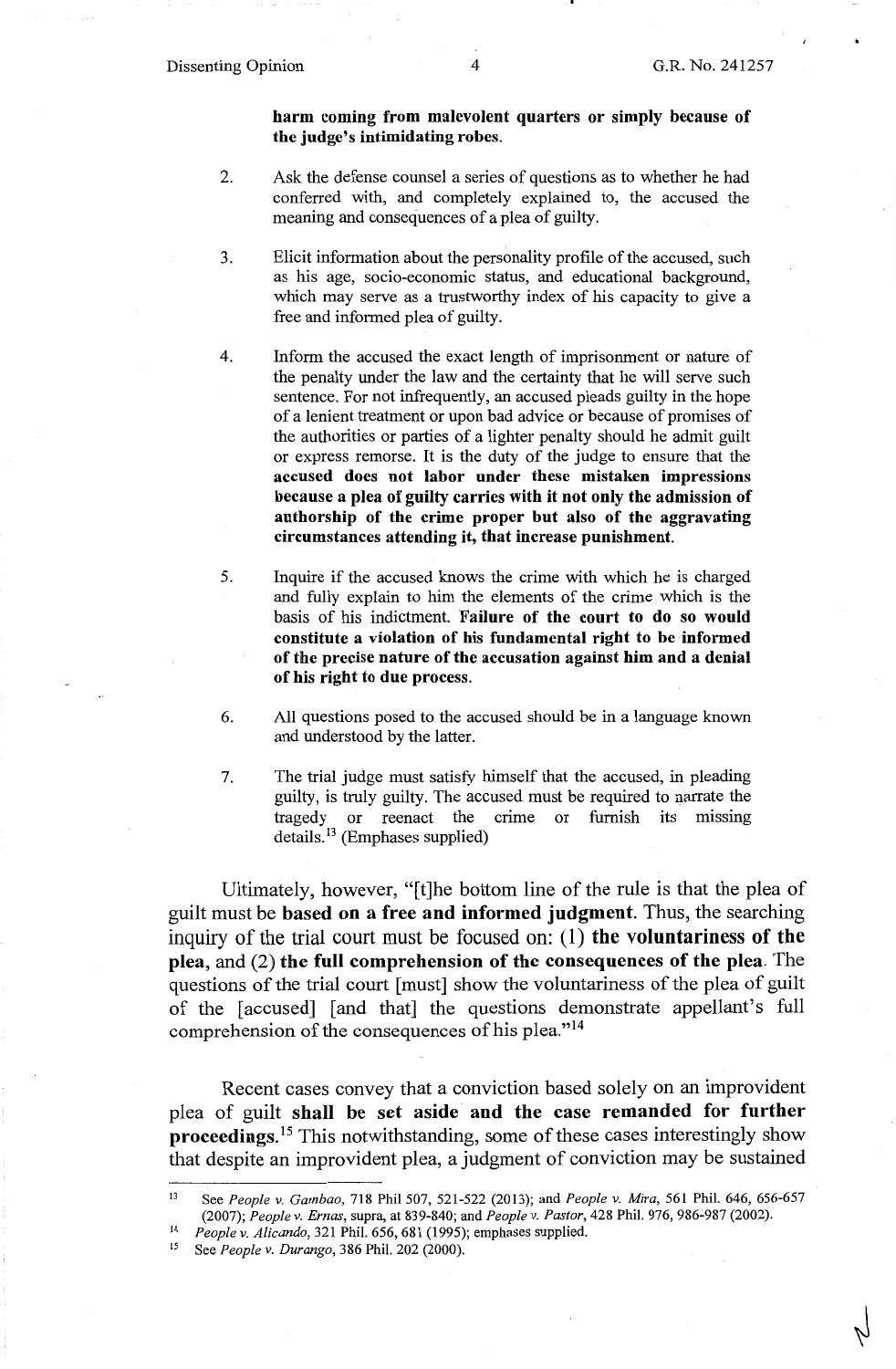**harm coming from malevolent quarters or simply because of the judge's intimidating robes.**

2. Ask the defense counsel a series of questions as to whether he had conferred with, and completely explained to, the accused the meaning and consequences of a plea of guilty.

3. Elicit information about the personality profile of the accused, such as his age, socio-economic status, and educational background, which may serve as a trustworthy index of his capacity to give a free and informed plea of guilty.

4. Inform the accused the exact length of imprisonment or nature of the penalty under the law and the certainty that he will serve such sentence. For not infrequently, an accused pleads guilty in the hope of a lenient treatment or upon bad advice or because of promises of the authorities or parties of a lighter penalty should he admit guilt or express remorse. It is the duty of the judge to ensure that the **accused does not labor under these mistaken impressions because a plea of guilty carries with it not only the admission of authorship of the crime proper but also of the aggravating circumstances attending it, that increase punishment.**

5. Inquire if the accused knows the crime with which he is charged and fully explain to him the elements of the crime which is the basis of his indictment. **Failure of the court to do so would constitute a violation of his fundamental right to be informed of the precise nature of the accusation against him and a denial of his right to due process.**

6. All questions posed to the accused should be in a language known and understood by the latter.

7. The trial judge must satisfy himself that the accused, in pleading guilty, is truly guilty. The accused must be required to narrate the tragedy or reenact the crime or furnish its missing details.[13] (Emphases supplied)

Ultimately, however, "[t]he bottom line of the rule is that the plea of guilt must be **based on a free and informed judgment**. Thus, the searching inquiry of the trial court must be focused on: (1) **the voluntariness of the plea**, and (2) **the full comprehension of the consequences of the plea**. The questions of the trial court [must] show the voluntariness of the plea of guilt of the [accused] [and that] the questions demonstrate appellant's full comprehension of the consequences of his plea."[14]

Recent cases convey that a conviction based solely on an improvident plea of guilt **shall be set aside and the case remanded for further proceedings.**[15] This notwithstanding, some of these cases interestingly show that despite an improvident plea, a judgment of conviction may be sustained

---

[13] See *People v. Gambao*, 718 Phil 507, 521-522 (2013); and *People v. Mira*, 561 Phil. 646, 656-657 (2007); *People v. Ernas*, supra, at 839-840; and *People v. Pastor*, 428 Phil. 976, 986-987 (2002).

[14] *People v. Alicando*, 321 Phil. 656, 681 (1995); emphases supplied.

[15] See *People v. Durango*, 386 Phil. 202 (2000).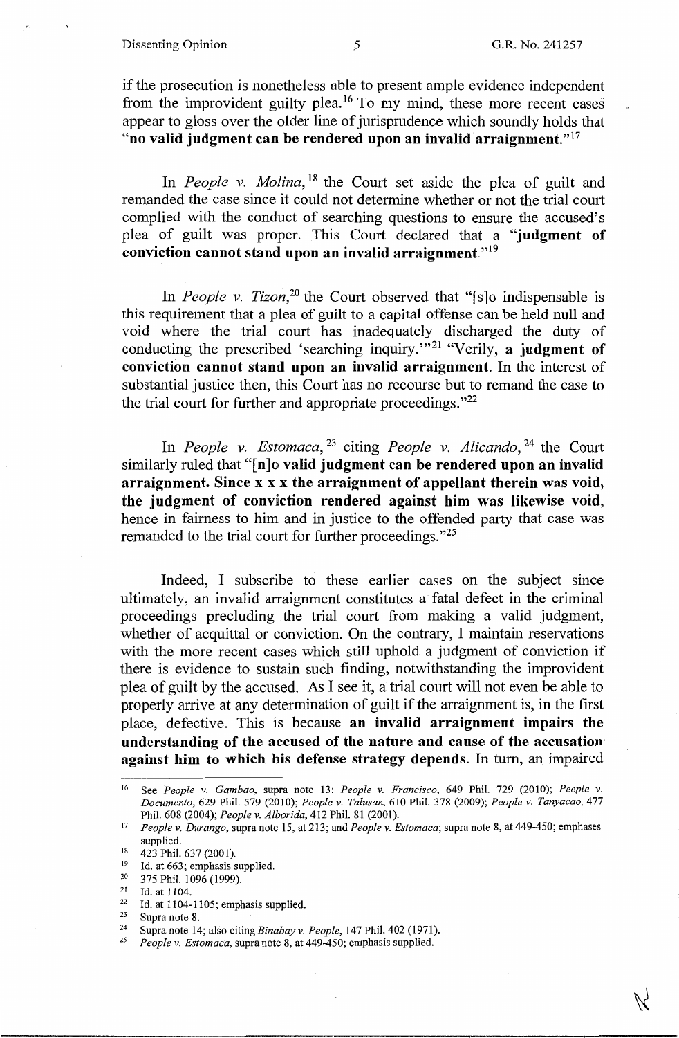if the prosecution is nonetheless able to present ample evidence independent from the improvident guilty plea.[16] To my mind, these more recent cases appear to gloss over the older line of jurisprudence which soundly holds that "**no valid judgment can be rendered upon an invalid arraignment.**"[17]

In *People v. Molina*,[18] the Court set aside the plea of guilt and remanded the case since it could not determine whether or not the trial court complied with the conduct of searching questions to ensure the accused's plea of guilt was proper. This Court declared that a "**judgment of conviction cannot stand upon an invalid arraignment**."[19]

In *People v. Tizon*,[20] the Court observed that "[s]o indispensable is this requirement that a plea of guilt to a capital offense can be held null and void where the trial court has inadequately discharged the duty of conducting the prescribed 'searching inquiry.'"[21] "Verily, **a judgment of conviction cannot stand upon an invalid arraignment**. In the interest of substantial justice then, this Court has no recourse but to remand the case to the trial court for further and appropriate proceedings."[22]

In *People v. Estomaca*,[23] citing *People v. Alicando*,[24] the Court similarly ruled that "**[n]o valid judgment can be rendered upon an invalid arraignment. Since x x x the arraignment of appellant therein was void, the judgment of conviction rendered against him was likewise void**, hence in fairness to him and in justice to the offended party that case was remanded to the trial court for further proceedings."[25]

Indeed, I subscribe to these earlier cases on the subject since ultimately, an invalid arraignment constitutes a fatal defect in the criminal proceedings precluding the trial court from making a valid judgment, whether of acquittal or conviction. On the contrary, I maintain reservations with the more recent cases which still uphold a judgment of conviction if there is evidence to sustain such finding, notwithstanding the improvident plea of guilt by the accused. As I see it, a trial court will not even be able to properly arrive at any determination of guilt if the arraignment is, in the first place, defective. This is because **an invalid arraignment impairs the understanding of the accused of the nature and cause of the accusation against him to which his defense strategy depends**. In turn, an impaired

---

[16] See *People v. Gambao*, supra note 13; *People v. Francisco*, 649 Phil. 729 (2010); *People v. Documento*, 629 Phil. 579 (2010); *People v. Talusan*, 610 Phil. 378 (2009); *People v. Tanyacao*, 477 Phil. 608 (2004); *People v. Alborida*, 412 Phil. 81 (2001).

[17] *People v. Durango*, supra note 15, at 213; and *People v. Estomaca*; supra note 8, at 449-450; emphases supplied.

[18] 423 Phil. 637 (2001).

[19] Id. at 663; emphasis supplied.

[20] 375 Phil. 1096 (1999).

[21] Id. at 1104.

[22] Id. at 1104-1105; emphasis supplied.

[23] Supra note 8.

[24] Supra note 14; also citing *Binabay v. People*, 147 Phil. 402 (1971).

[25] *People v. Estomaca*, supra note 8, at 449-450; emphasis supplied.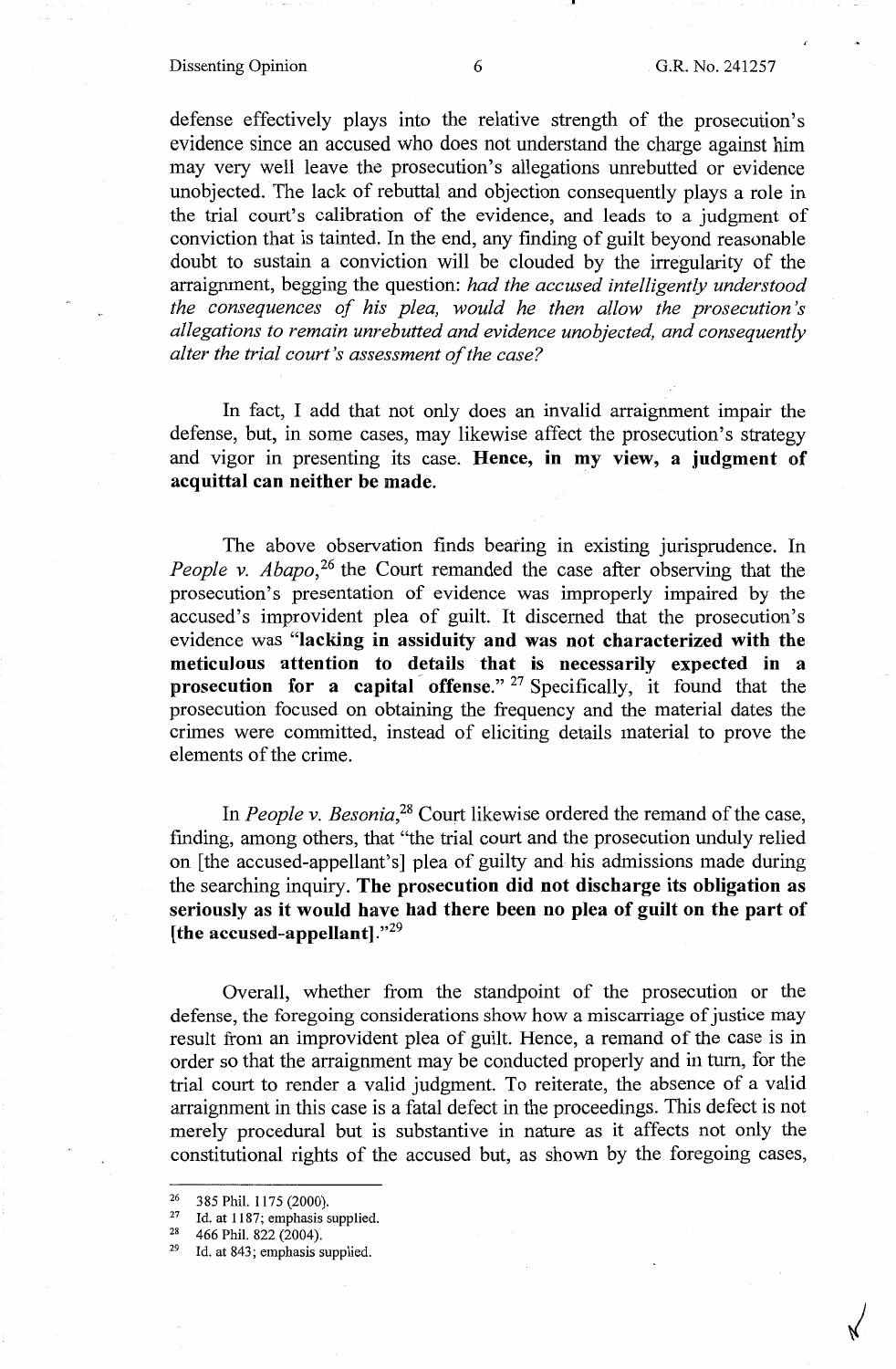defense effectively plays into the relative strength of the prosecution's evidence since an accused who does not understand the charge against him may very well leave the prosecution's allegations unrebutted or evidence unobjected. The lack of rebuttal and objection consequently plays a role in the trial court's calibration of the evidence, and leads to a judgment of conviction that is tainted. In the end, any finding of guilt beyond reasonable doubt to sustain a conviction will be clouded by the irregularity of the arraignment, begging the question: *had the accused intelligently understood the consequences of his plea, would he then allow the prosecution's allegations to remain unrebutted and evidence unobjected, and consequently alter the trial court's assessment of the case?*

In fact, I add that not only does an invalid arraignment impair the defense, but, in some cases, may likewise affect the prosecution's strategy and vigor in presenting its case. **Hence, in my view, a judgment of acquittal can neither be made.**

The above observation finds bearing in existing jurisprudence. In *People v. Abapo*,[26] the Court remanded the case after observing that the prosecution's presentation of evidence was improperly impaired by the accused's improvident plea of guilt. It discerned that the prosecution's evidence was "**lacking in assiduity and was not characterized with the meticulous attention to details that is necessarily expected in a prosecution for a capital offense.**" [27] Specifically, it found that the prosecution focused on obtaining the frequency and the material dates the crimes were committed, instead of eliciting details material to prove the elements of the crime.

In *People v. Besonia*,[28] Court likewise ordered the remand of the case, finding, among others, that "the trial court and the prosecution unduly relied on [the accused-appellant's] plea of guilty and his admissions made during the searching inquiry. **The prosecution did not discharge its obligation as seriously as it would have had there been no plea of guilt on the part of [the accused-appellant].**"[29]

Overall, whether from the standpoint of the prosecution or the defense, the foregoing considerations show how a miscarriage of justice may result from an improvident plea of guilt. Hence, a remand of the case is in order so that the arraignment may be conducted properly and in turn, for the trial court to render a valid judgment. To reiterate, the absence of a valid arraignment in this case is a fatal defect in the proceedings. This defect is not merely procedural but is substantive in nature as it affects not only the constitutional rights of the accused but, as shown by the foregoing cases,

---

[26] 385 Phil. 1175 (2000).

[27] Id. at 1187; emphasis supplied.

[28] 466 Phil. 822 (2004).

[29] Id. at 843; emphasis supplied.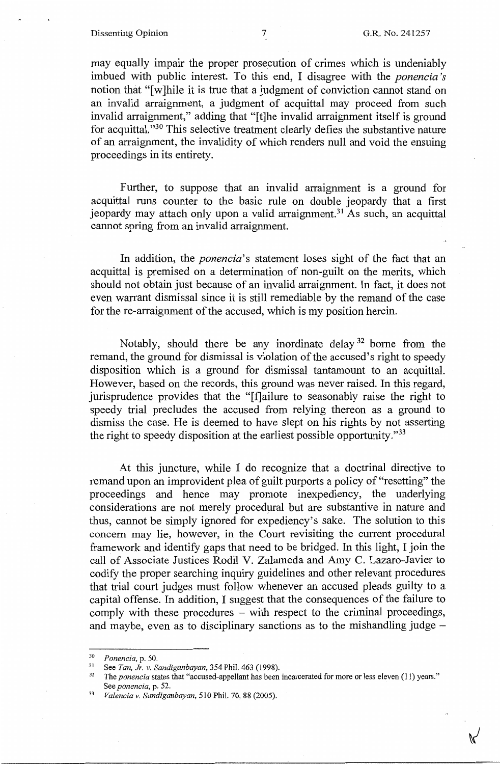may equally impair the proper prosecution of crimes which is undeniably imbued with public interest. To this end, I disagree with the *ponencia's* notion that "[w]hile it is true that a judgment of conviction cannot stand on an invalid arraignment, a judgment of acquittal may proceed from such invalid arraignment," adding that "[t]he invalid arraignment itself is ground for acquittal."[30] This selective treatment clearly defies the substantive nature of an arraignment, the invalidity of which renders null and void the ensuing proceedings in its entirety.

Further, to suppose that an invalid arraignment is a ground for acquittal runs counter to the basic rule on double jeopardy that a first jeopardy may attach only upon a valid arraignment.[31] As such, an acquittal cannot spring from an invalid arraignment.

In addition, the *ponencia*'s statement loses sight of the fact that an acquittal is premised on a determination of non-guilt on the merits, which should not obtain just because of an invalid arraignment. In fact, it does not even warrant dismissal since it is still remediable by the remand of the case for the re-arraignment of the accused, which is my position herein.

Notably, should there be any inordinate delay[32] borne from the remand, the ground for dismissal is violation of the accused's right to speedy disposition which is a ground for dismissal tantamount to an acquittal. However, based on the records, this ground was never raised. In this regard, jurisprudence provides that the "[f]ailure to seasonably raise the right to speedy trial precludes the accused from relying thereon as a ground to dismiss the case. He is deemed to have slept on his rights by not asserting the right to speedy disposition at the earliest possible opportunity."[33]

At this juncture, while I do recognize that a doctrinal directive to remand upon an improvident plea of guilt purports a policy of "resetting" the proceedings and hence may promote inexpediency, the underlying considerations are not merely procedural but are substantive in nature and thus, cannot be simply ignored for expediency's sake. The solution to this concern may lie, however, in the Court revisiting the current procedural framework and identify gaps that need to be bridged. In this light, I join the call of Associate Justices Rodil V. Zalameda and Amy C. Lazaro-Javier to codify the proper searching inquiry guidelines and other relevant procedures that trial court judges must follow whenever an accused pleads guilty to a capital offense. In addition, I suggest that the consequences of the failure to comply with these procedures – with respect to the criminal proceedings, and maybe, even as to disciplinary sanctions as to the mishandling judge –

---

[30] *Ponencia*, p. 50.

[31] See *Tan, Jr. v. Sandiganbayan*, 354 Phil. 463 (1998).

[32] The *ponencia* states that "accused-appellant has been incarcerated for more or less eleven (11) years." See *ponencia*, p. 52.

[33] *Valencia v. Sandiganbayan*, 510 Phil. 70, 88 (2005).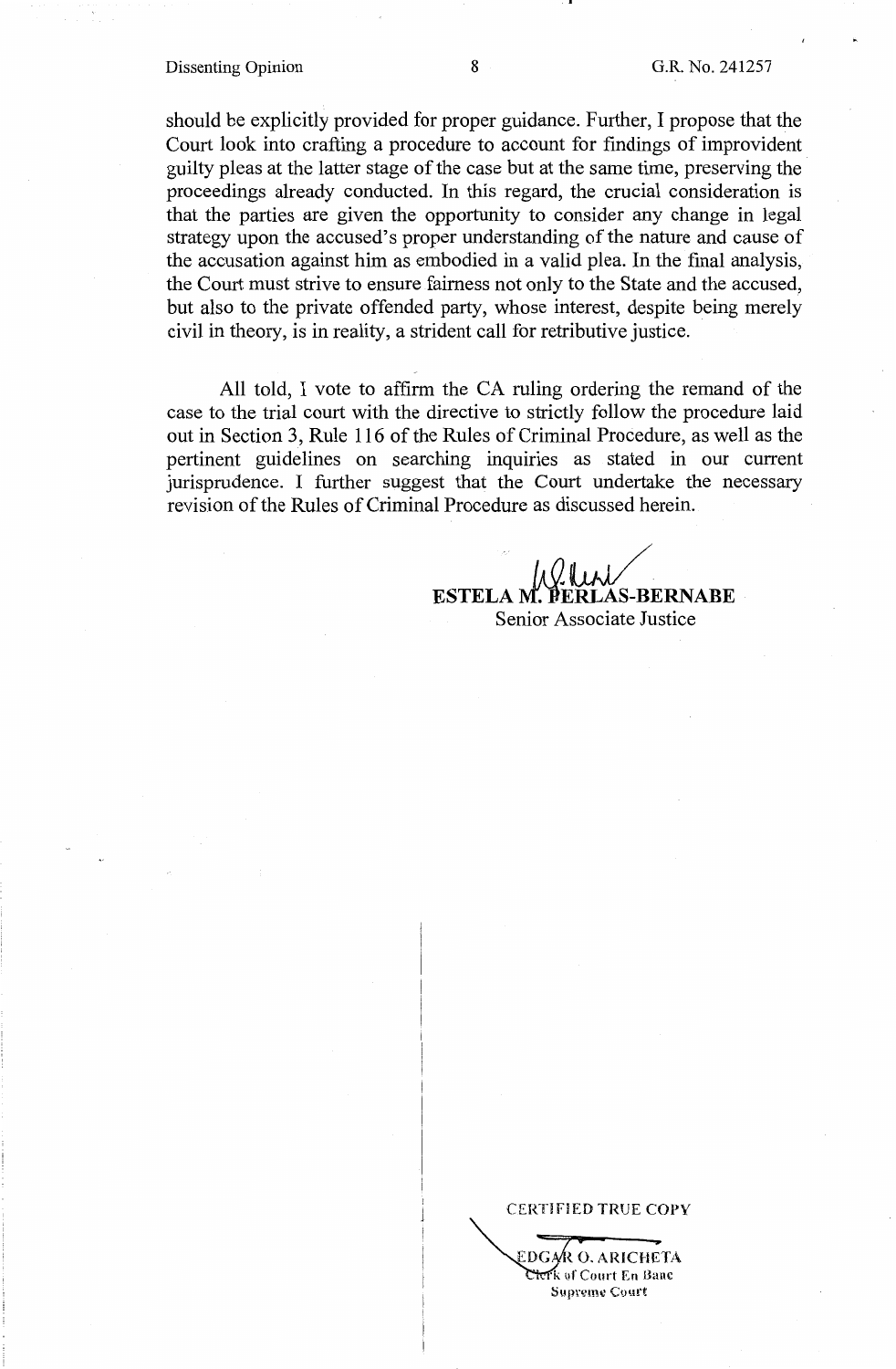should be explicitly provided for proper guidance. Further, I propose that the Court look into crafting a procedure to account for findings of improvident guilty pleas at the latter stage of the case but at the same time, preserving the proceedings already conducted. In this regard, the crucial consideration is that the parties are given the opportunity to consider any change in legal strategy upon the accused's proper understanding of the nature and cause of the accusation against him as embodied in a valid plea. In the final analysis, the Court must strive to ensure fairness not only to the State and the accused, but also to the private offended party, whose interest, despite being merely civil in theory, is in reality, a strident call for retributive justice.

All told, I vote to affirm the CA ruling ordering the remand of the case to the trial court with the directive to strictly follow the procedure laid out in Section 3, Rule 116 of the Rules of Criminal Procedure, as well as the pertinent guidelines on searching inquiries as stated in our current jurisprudence. I further suggest that the Court undertake the necessary revision of the Rules of Criminal Procedure as discussed herein.

**ESTELA M. PERLAS-BERNABE**
Senior Associate Justice

CERTIFIED TRUE COPY

EDGAR O. ARICHETA
Clerk of Court En Banc
Supreme Court